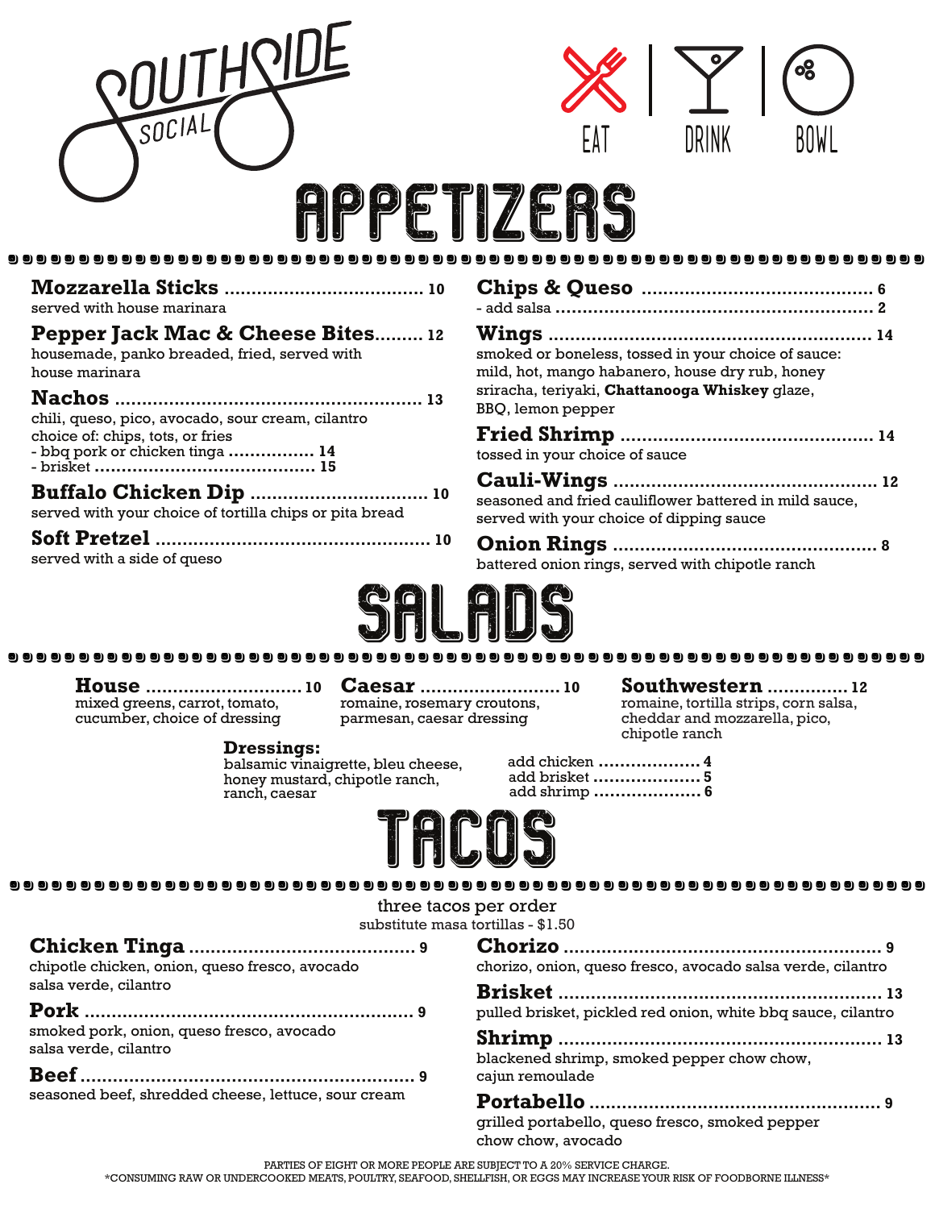# SOUTHSIDE SOCIAL

EAT | DRINK | BOWL

## APPETIZERS

**Mozzarella Sticks** .......... 10
served with house marinara

**Pepper Jack Mac & Cheese Bites** .......... 12
housemade, panko breaded, fried, served with house marinara

**Nachos** .......... 13
chili, queso, pico, avocado, sour cream, cilantro
choice of: chips, tots, or fries
- bbq pork or chicken tinga .......... 14
- brisket .......... 15

**Buffalo Chicken Dip** .......... 10
served with your choice of tortilla chips or pita bread

**Soft Pretzel** .......... 10
served with a side of queso

**Chips & Queso** .......... 6
- add salsa .......... 2

**Wings** .......... 14
smoked or boneless, tossed in your choice of sauce: mild, hot, mango habanero, house dry rub, honey sriracha, teriyaki, **Chattanooga Whiskey** glaze, BBQ, lemon pepper

**Fried Shrimp** .......... 14
tossed in your choice of sauce

**Cauli-Wings** .......... 12
seasoned and fried cauliflower battered in mild sauce, served with your choice of dipping sauce

**Onion Rings** .......... 8
battered onion rings, served with chipotle ranch

## SALADS

**House** .......... 10
mixed greens, carrot, tomato, cucumber, choice of dressing

**Caesar** .......... 10
romaine, rosemary croutons, parmesan, caesar dressing

**Southwestern** .......... 12
romaine, tortilla strips, corn salsa, cheddar and mozzarella, pico, chipotle ranch

**Dressings:**
balsamic vinaigrette, bleu cheese, honey mustard, chipotle ranch, ranch, caesar

add chicken .......... 4
add brisket .......... 5
add shrimp .......... 6

## TACOS

three tacos per order
substitute masa tortillas - $1.50

**Chicken Tinga** .......... 9
chipotle chicken, onion, queso fresco, avocado salsa verde, cilantro

**Pork** .......... 9
smoked pork, onion, queso fresco, avocado salsa verde, cilantro

**Beef** .......... 9
seasoned beef, shredded cheese, lettuce, sour cream

**Chorizo** .......... 9
chorizo, onion, queso fresco, avocado salsa verde, cilantro

**Brisket** .......... 13
pulled brisket, pickled red onion, white bbq sauce, cilantro

**Shrimp** .......... 13
blackened shrimp, smoked pepper chow chow, cajun remoulade

**Portabello** .......... 9
grilled portabello, queso fresco, smoked pepper chow chow, avocado

PARTIES OF EIGHT OR MORE PEOPLE ARE SUBJECT TO A 20% SERVICE CHARGE.
*CONSUMING RAW OR UNDERCOOKED MEATS, POULTRY, SEAFOOD, SHELLFISH, OR EGGS MAY INCREASE YOUR RISK OF FOODBORNE ILLNESS*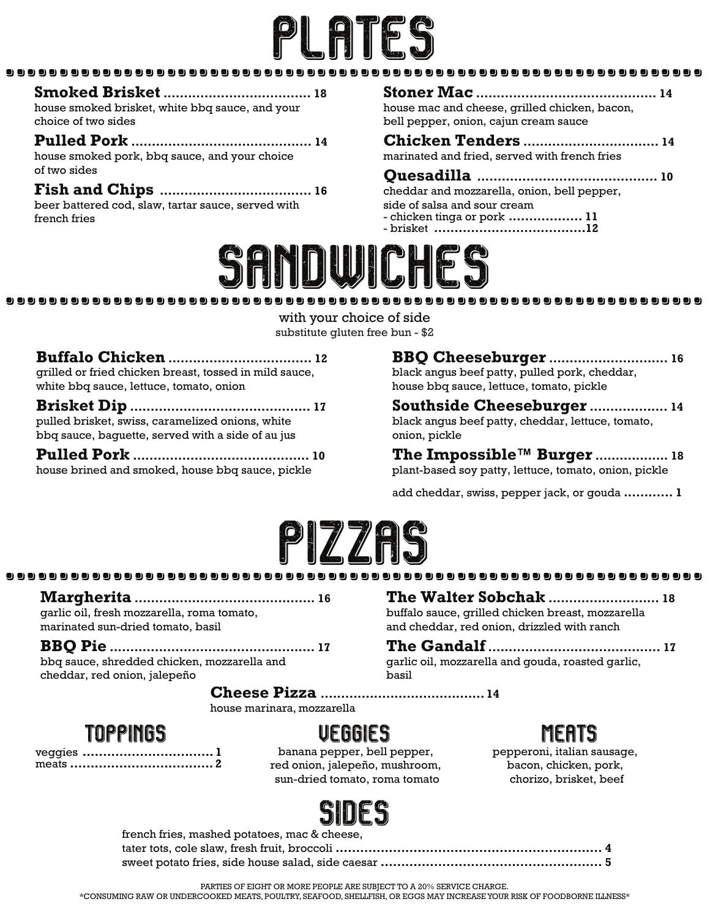# PLATES

**Smoked Brisket** ........ 18
house smoked brisket, white bbq sauce, and your choice of two sides

**Pulled Pork** ........ 14
house smoked pork, bbq sauce, and your choice of two sides

**Fish and Chips** ........ 16
beer battered cod, slaw, tartar sauce, served with french fries

**Stoner Mac** ........ 14
house mac and cheese, grilled chicken, bacon, bell pepper, onion, cajun cream sauce

**Chicken Tenders** ........ 14
marinated and fried, served with french fries

**Quesadilla** ........ 10
cheddar and mozzarella, onion, bell pepper, side of salsa and sour cream
- chicken tinga or pork ........ 11
- brisket ........ 12

# SANDWICHES

with your choice of side
substitute gluten free bun - $2

**Buffalo Chicken** ........ 12
grilled or fried chicken breast, tossed in mild sauce, white bbq sauce, lettuce, tomato, onion

**Brisket Dip** ........ 17
pulled brisket, swiss, caramelized onions, white bbq sauce, baguette, served with a side of au jus

**Pulled Pork** ........ 10
house brined and smoked, house bbq sauce, pickle

**BBQ Cheeseburger** ........ 16
black angus beef patty, pulled pork, cheddar, house bbq sauce, lettuce, tomato, pickle

**Southside Cheeseburger** ........ 14
black angus beef patty, cheddar, lettuce, tomato, onion, pickle

**The Impossible™ Burger** ........ 18
plant-based soy patty, lettuce, tomato, onion, pickle

add cheddar, swiss, pepper jack, or gouda ........ 1

# PIZZAS

**Margherita** ........ 16
garlic oil, fresh mozzarella, roma tomato, marinated sun-dried tomato, basil

**BBQ Pie** ........ 17
bbq sauce, shredded chicken, mozzarella and cheddar, red onion, jalepeño

**The Walter Sobchak** ........ 18
buffalo sauce, grilled chicken breast, mozzarella and cheddar, red onion, drizzled with ranch

**The Gandalf** ........ 17
garlic oil, mozzarella and gouda, roasted garlic, basil

**Cheese Pizza** ........ 14
house marinara, mozzarella

## TOPPINGS

veggies ........ 1
meats ........ 2

## VEGGIES

banana pepper, bell pepper, red onion, jalepeño, mushroom, sun-dried tomato, roma tomato

## MEATS

pepperoni, italian sausage, bacon, chicken, pork, chorizo, brisket, beef

# SIDES

french fries, mashed potatoes, mac & cheese, tater tots, cole slaw, fresh fruit, broccoli ........ 4
sweet potato fries, side house salad, side caesar ........ 5

PARTIES OF EIGHT OR MORE PEOPLE ARE SUBJECT TO A 20% SERVICE CHARGE.
*CONSUMING RAW OR UNDERCOOKED MEATS, POULTRY, SEAFOOD, SHELLFISH, OR EGGS MAY INCREASE YOUR RISK OF FOODBORNE ILLNESS*